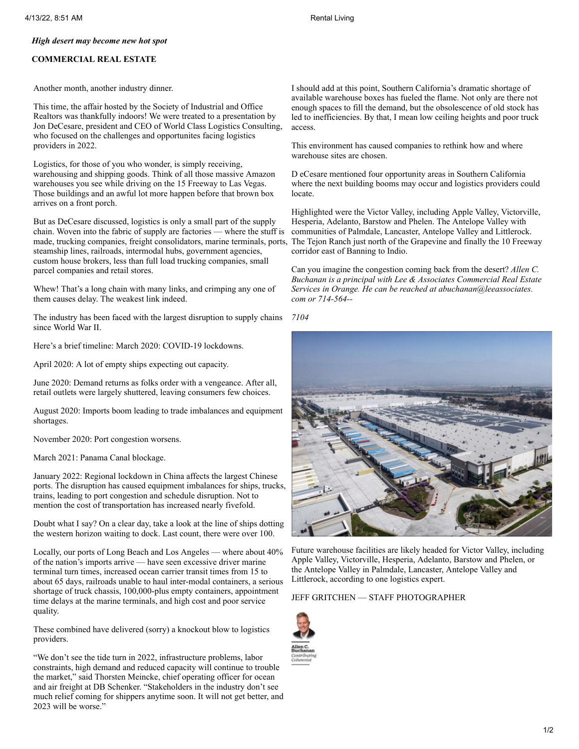*High desert may become new hot spot*

**COMMERCIAL REAL ESTATE**

Another month, another industry dinner.

This time, the affair hosted by the Society of Industrial and Office Realtors was thankfully indoors! We were treated to a presentation by Jon DeCesare, president and CEO of World Class Logistics Consulting, who focused on the challenges and opportunites facing logistics providers in 2022.

Logistics, for those of you who wonder, is simply receiving, warehousing and shipping goods. Think of all those massive Amazon warehouses you see while driving on the 15 Freeway to Las Vegas. Those buildings and an awful lot more happen before that brown box arrives on a front porch.

But as DeCesare discussed, logistics is only a small part of the supply chain. Woven into the fabric of supply are factories — where the stuff is made, trucking companies, freight consolidators, marine terminals, ports, steamship lines, railroads, intermodal hubs, government agencies, custom house brokers, less than full load trucking companies, small parcel companies and retail stores.

Whew! That's a long chain with many links, and crimping any one of them causes delay. The weakest link indeed.

The industry has been faced with the largest disruption to supply chains since World War II.

Here's a brief timeline: March 2020: COVID-19 lockdowns.

April 2020: A lot of empty ships expecting out capacity.

June 2020: Demand returns as folks order with a vengeance. After all, retail outlets were largely shuttered, leaving consumers few choices.

August 2020: Imports boom leading to trade imbalances and equipment shortages.

November 2020: Port congestion worsens.

March 2021: Panama Canal blockage.

January 2022: Regional lockdown in China affects the largest Chinese ports. The disruption has caused equipment imbalances for ships, trucks, trains, leading to port congestion and schedule disruption. Not to mention the cost of transportation has increased nearly fivefold.

Doubt what I say? On a clear day, take a look at the line of ships dotting the western horizon waiting to dock. Last count, there were over 100.

Locally, our ports of Long Beach and Los Angeles — where about 40% of the nation's imports arrive — have seen excessive driver marine terminal turn times, increased ocean carrier transit times from 15 to about 65 days, railroads unable to haul inter-modal containers, a serious shortage of truck chassis, 100,000-plus empty containers, appointment time delays at the marine terminals, and high cost and poor service quality.

These combined have delivered (sorry) a knockout blow to logistics providers.

"We don't see the tide turn in 2022, infrastructure problems, labor constraints, high demand and reduced capacity will continue to trouble the market," said Thorsten Meincke, chief operating officer for ocean and air freight at DB Schenker. "Stakeholders in the industry don't see much relief coming for shippers anytime soon. It will not get better, and 2023 will be worse."

I should add at this point, Southern California's dramatic shortage of available warehouse boxes has fueled the flame. Not only are there not enough spaces to fill the demand, but the obsolescence of old stock has led to inefficiencies. By that, I mean low ceiling heights and poor truck access.

This environment has caused companies to rethink how and where warehouse sites are chosen.

D eCesare mentioned four opportunity areas in Southern California where the next building booms may occur and logistics providers could locate.

Highlighted were the Victor Valley, including Apple Valley, Victorville, Hesperia, Adelanto, Barstow and Phelen. The Antelope Valley with communities of Palmdale, Lancaster, Antelope Valley and Littlerock. The Tejon Ranch just north of the Grapevine and finally the 10 Freeway corridor east of Banning to Indio.

Can you imagine the congestion coming back from the desert? *Allen C. Buchanan is a principal with Lee & Associates Commercial Real Estate Services in Orange. He can be reached at abuchanan@leeassociates.com or 714-564--*

*7104*

Future warehouse facilities are likely headed for Victor Valley, including Apple Valley, Victorville, Hesperia, Adelanto, Barstow and Phelen, or the Antelope Valley in Palmdale, Lancaster, Antelope Valley and Littlerock, according to one logistics expert.

JEFF GRITCHEN — STAFF PHOTOGRAPHER

Allen C. Buchanan
*Contributing Columnist*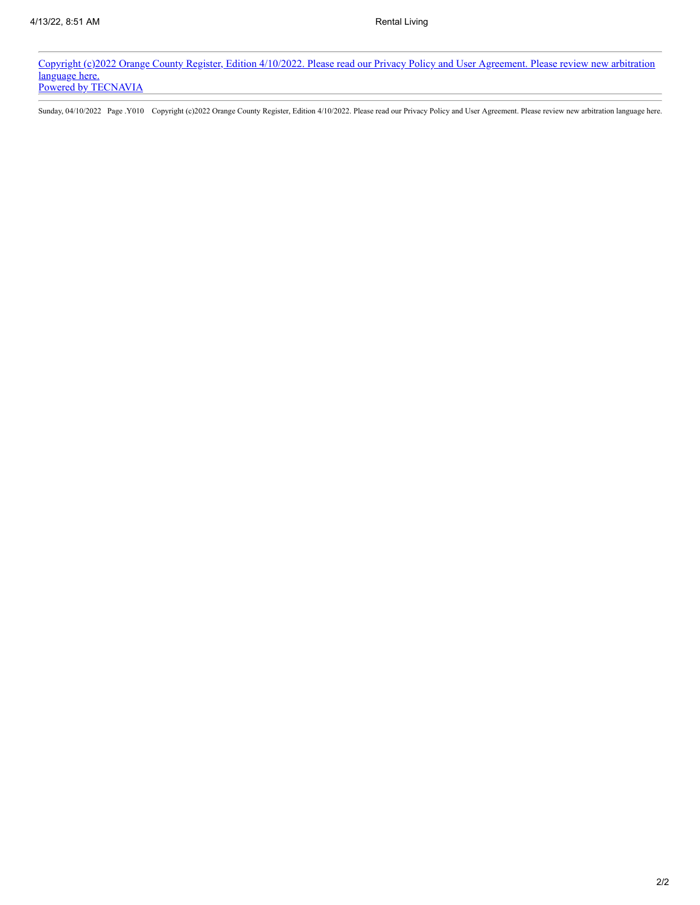Copyright (c)2022 Orange County Register, Edition 4/10/2022. Please read our Privacy Policy and User Agreement. Please review new arbitration language here.
Powered by TECNAVIA

Sunday, 04/10/2022 Page .Y010 Copyright (c)2022 Orange County Register, Edition 4/10/2022. Please read our Privacy Policy and User Agreement. Please review new arbitration language here.